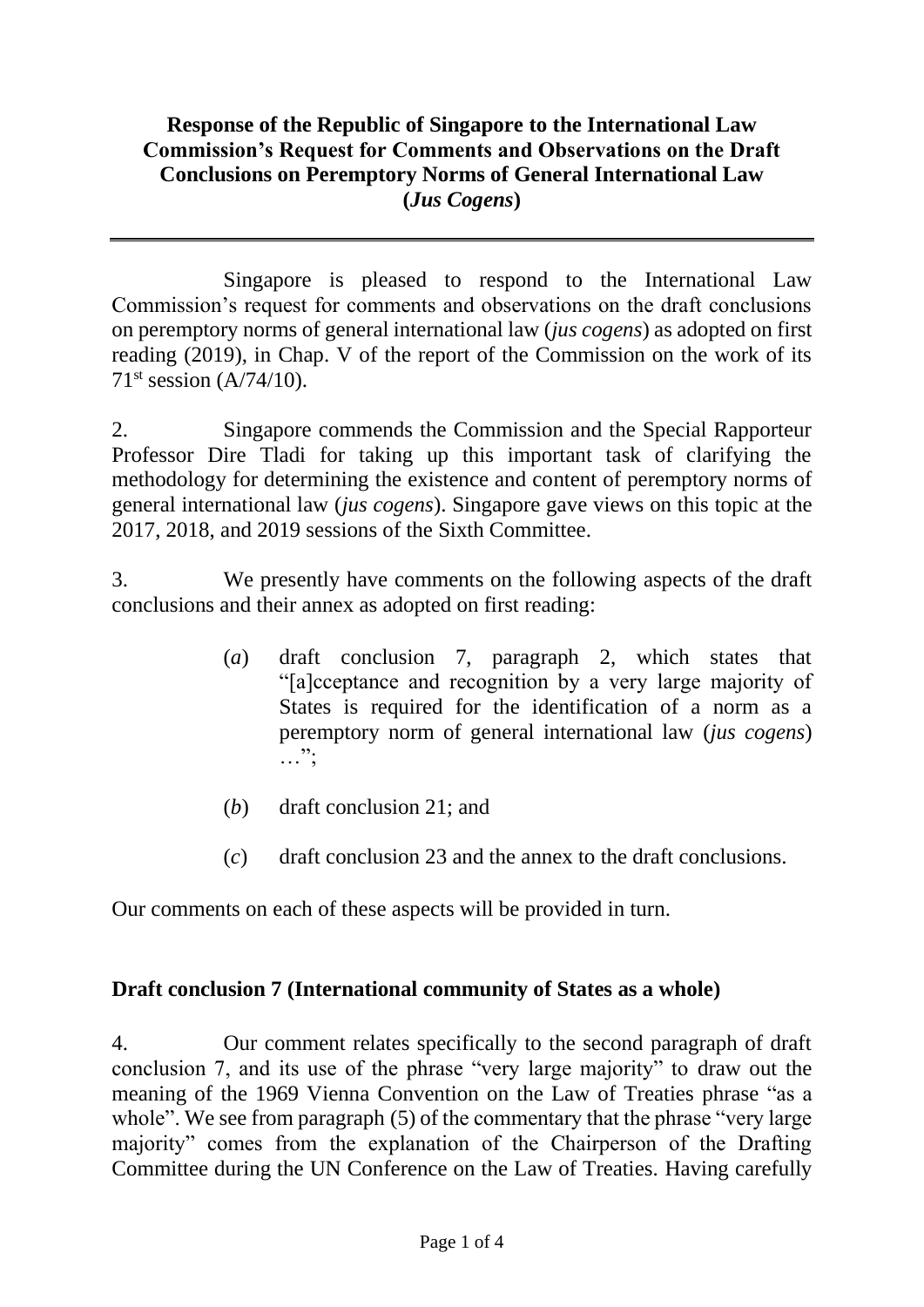**Response of the Republic of Singapore to the International Law Commission's Request for Comments and Observations on the Draft Conclusions on Peremptory Norms of General International Law (*Jus Cogens*)**

---

Singapore is pleased to respond to the International Law Commission's request for comments and observations on the draft conclusions on peremptory norms of general international law (*jus cogens*) as adopted on first reading (2019), in Chap. V of the report of the Commission on the work of its 71st session (A/74/10).

2. Singapore commends the Commission and the Special Rapporteur Professor Dire Tladi for taking up this important task of clarifying the methodology for determining the existence and content of peremptory norms of general international law (*jus cogens*). Singapore gave views on this topic at the 2017, 2018, and 2019 sessions of the Sixth Committee.

3. We presently have comments on the following aspects of the draft conclusions and their annex as adopted on first reading:

> (*a*) draft conclusion 7, paragraph 2, which states that "[a]cceptance and recognition by a very large majority of States is required for the identification of a norm as a peremptory norm of general international law (*jus cogens*) …";
>
> (*b*) draft conclusion 21; and
>
> (*c*) draft conclusion 23 and the annex to the draft conclusions.

Our comments on each of these aspects will be provided in turn.

**Draft conclusion 7 (International community of States as a whole)**

4. Our comment relates specifically to the second paragraph of draft conclusion 7, and its use of the phrase "very large majority" to draw out the meaning of the 1969 Vienna Convention on the Law of Treaties phrase "as a whole". We see from paragraph (5) of the commentary that the phrase "very large majority" comes from the explanation of the Chairperson of the Drafting Committee during the UN Conference on the Law of Treaties. Having carefully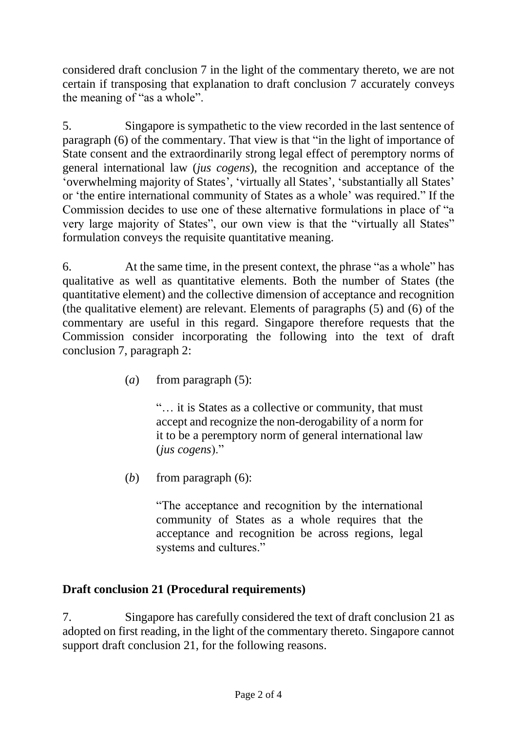considered draft conclusion 7 in the light of the commentary thereto, we are not certain if transposing that explanation to draft conclusion 7 accurately conveys the meaning of "as a whole".

5. Singapore is sympathetic to the view recorded in the last sentence of paragraph (6) of the commentary. That view is that "in the light of importance of State consent and the extraordinarily strong legal effect of peremptory norms of general international law (*jus cogens*), the recognition and acceptance of the 'overwhelming majority of States', 'virtually all States', 'substantially all States' or 'the entire international community of States as a whole' was required." If the Commission decides to use one of these alternative formulations in place of "a very large majority of States", our own view is that the "virtually all States" formulation conveys the requisite quantitative meaning.

6. At the same time, in the present context, the phrase "as a whole" has qualitative as well as quantitative elements. Both the number of States (the quantitative element) and the collective dimension of acceptance and recognition (the qualitative element) are relevant. Elements of paragraphs (5) and (6) of the commentary are useful in this regard. Singapore therefore requests that the Commission consider incorporating the following into the text of draft conclusion 7, paragraph 2:

> (*a*) from paragraph (5):
>
> > "… it is States as a collective or community, that must accept and recognize the non-derogability of a norm for it to be a peremptory norm of general international law (*jus cogens*)."
>
> (*b*) from paragraph (6):
>
> > "The acceptance and recognition by the international community of States as a whole requires that the acceptance and recognition be across regions, legal systems and cultures."

**Draft conclusion 21 (Procedural requirements)**

7. Singapore has carefully considered the text of draft conclusion 21 as adopted on first reading, in the light of the commentary thereto. Singapore cannot support draft conclusion 21, for the following reasons.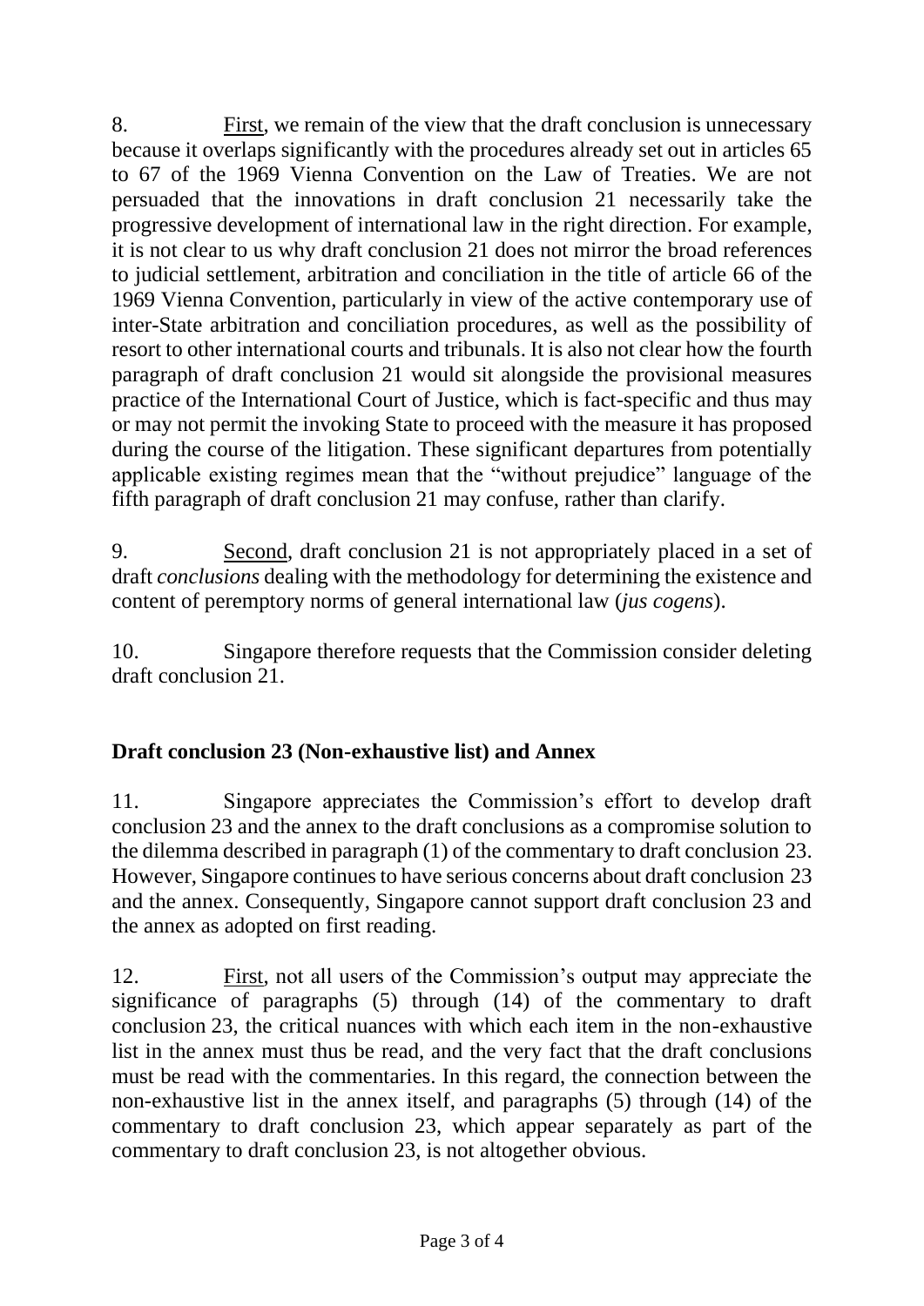8. First, we remain of the view that the draft conclusion is unnecessary because it overlaps significantly with the procedures already set out in articles 65 to 67 of the 1969 Vienna Convention on the Law of Treaties. We are not persuaded that the innovations in draft conclusion 21 necessarily take the progressive development of international law in the right direction. For example, it is not clear to us why draft conclusion 21 does not mirror the broad references to judicial settlement, arbitration and conciliation in the title of article 66 of the 1969 Vienna Convention, particularly in view of the active contemporary use of inter-State arbitration and conciliation procedures, as well as the possibility of resort to other international courts and tribunals. It is also not clear how the fourth paragraph of draft conclusion 21 would sit alongside the provisional measures practice of the International Court of Justice, which is fact-specific and thus may or may not permit the invoking State to proceed with the measure it has proposed during the course of the litigation. These significant departures from potentially applicable existing regimes mean that the "without prejudice" language of the fifth paragraph of draft conclusion 21 may confuse, rather than clarify.

9. Second, draft conclusion 21 is not appropriately placed in a set of draft *conclusions* dealing with the methodology for determining the existence and content of peremptory norms of general international law (*jus cogens*).

10. Singapore therefore requests that the Commission consider deleting draft conclusion 21.

**Draft conclusion 23 (Non-exhaustive list) and Annex**

11. Singapore appreciates the Commission's effort to develop draft conclusion 23 and the annex to the draft conclusions as a compromise solution to the dilemma described in paragraph (1) of the commentary to draft conclusion 23. However, Singapore continues to have serious concerns about draft conclusion 23 and the annex. Consequently, Singapore cannot support draft conclusion 23 and the annex as adopted on first reading.

12. First, not all users of the Commission's output may appreciate the significance of paragraphs (5) through (14) of the commentary to draft conclusion 23, the critical nuances with which each item in the non-exhaustive list in the annex must thus be read, and the very fact that the draft conclusions must be read with the commentaries. In this regard, the connection between the non-exhaustive list in the annex itself, and paragraphs (5) through (14) of the commentary to draft conclusion 23, which appear separately as part of the commentary to draft conclusion 23, is not altogether obvious.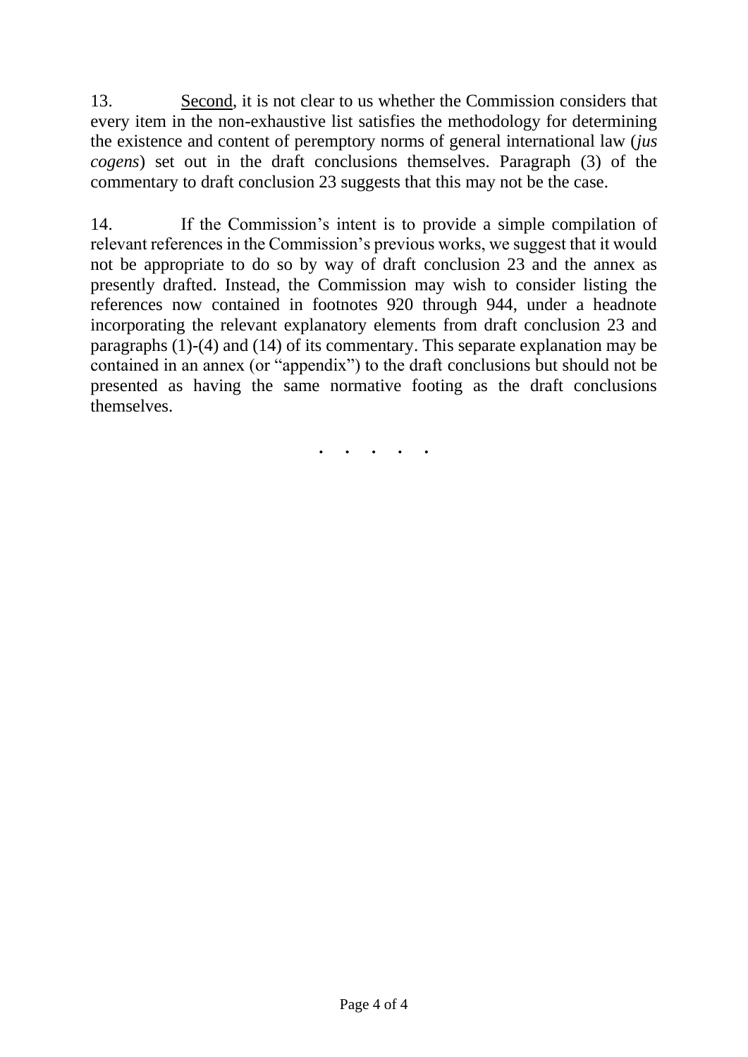13. Second, it is not clear to us whether the Commission considers that every item in the non-exhaustive list satisfies the methodology for determining the existence and content of peremptory norms of general international law (*jus cogens*) set out in the draft conclusions themselves. Paragraph (3) of the commentary to draft conclusion 23 suggests that this may not be the case.

14. If the Commission's intent is to provide a simple compilation of relevant references in the Commission's previous works, we suggest that it would not be appropriate to do so by way of draft conclusion 23 and the annex as presently drafted. Instead, the Commission may wish to consider listing the references now contained in footnotes 920 through 944, under a headnote incorporating the relevant explanatory elements from draft conclusion 23 and paragraphs (1)-(4) and (14) of its commentary. This separate explanation may be contained in an annex (or "appendix") to the draft conclusions but should not be presented as having the same normative footing as the draft conclusions themselves.

. . . . .